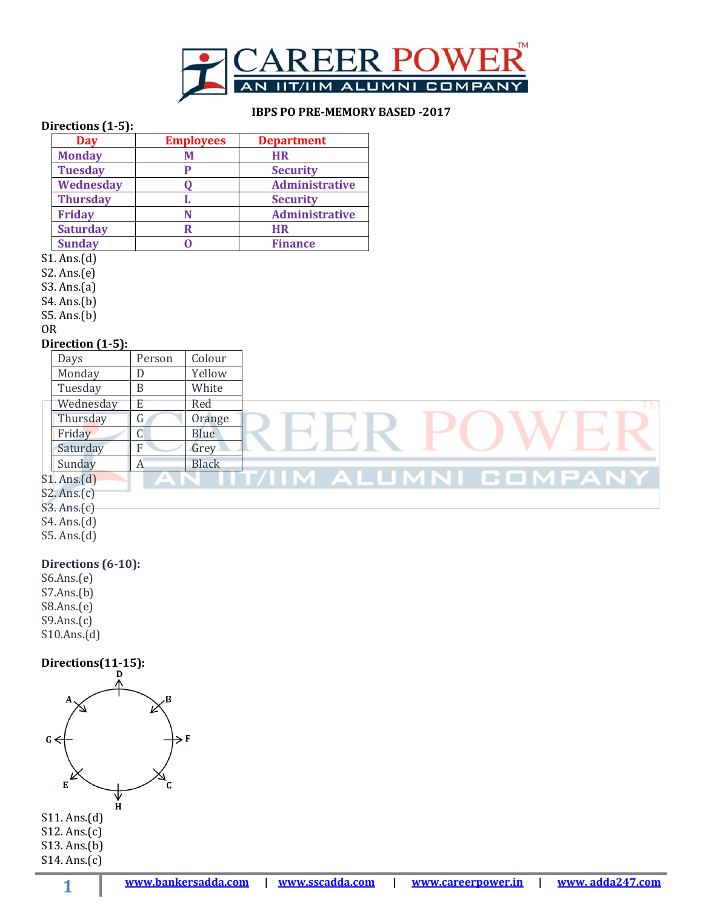**IBPS PO PRE-MEMORY BASED -2017**

**Directions (1-5):**

| Day | Employees | Department |
|---|---|---|
| Monday | M | HR |
| Tuesday | P | Security |
| Wednesday | Q | Administrative |
| Thursday | L | Security |
| Friday | N | Administrative |
| Saturday | R | HR |
| Sunday | O | Finance |

S1. Ans.(d)
S2. Ans.(e)
S3. Ans.(a)
S4. Ans.(b)
S5. Ans.(b)

OR

**Direction (1-5):**

| Days | Person | Colour |
|---|---|---|
| Monday | D | Yellow |
| Tuesday | B | White |
| Wednesday | E | Red |
| Thursday | G | Orange |
| Friday | C | Blue |
| Saturday | F | Grey |
| Sunday | A | Black |

S1. Ans.(d)
S2. Ans.(c)
S3. Ans.(c)
S4. Ans.(d)
S5. Ans.(d)

**Directions (6-10):**

S6.Ans.(e)
S7.Ans.(b)
S8.Ans.(e)
S9.Ans.(c)
S10.Ans.(d)

**Directions(11-15):**

D, B, F, C, H, E, G, A

S11. Ans.(d)
S12. Ans.(c)
S13. Ans.(b)
S14. Ans.(c)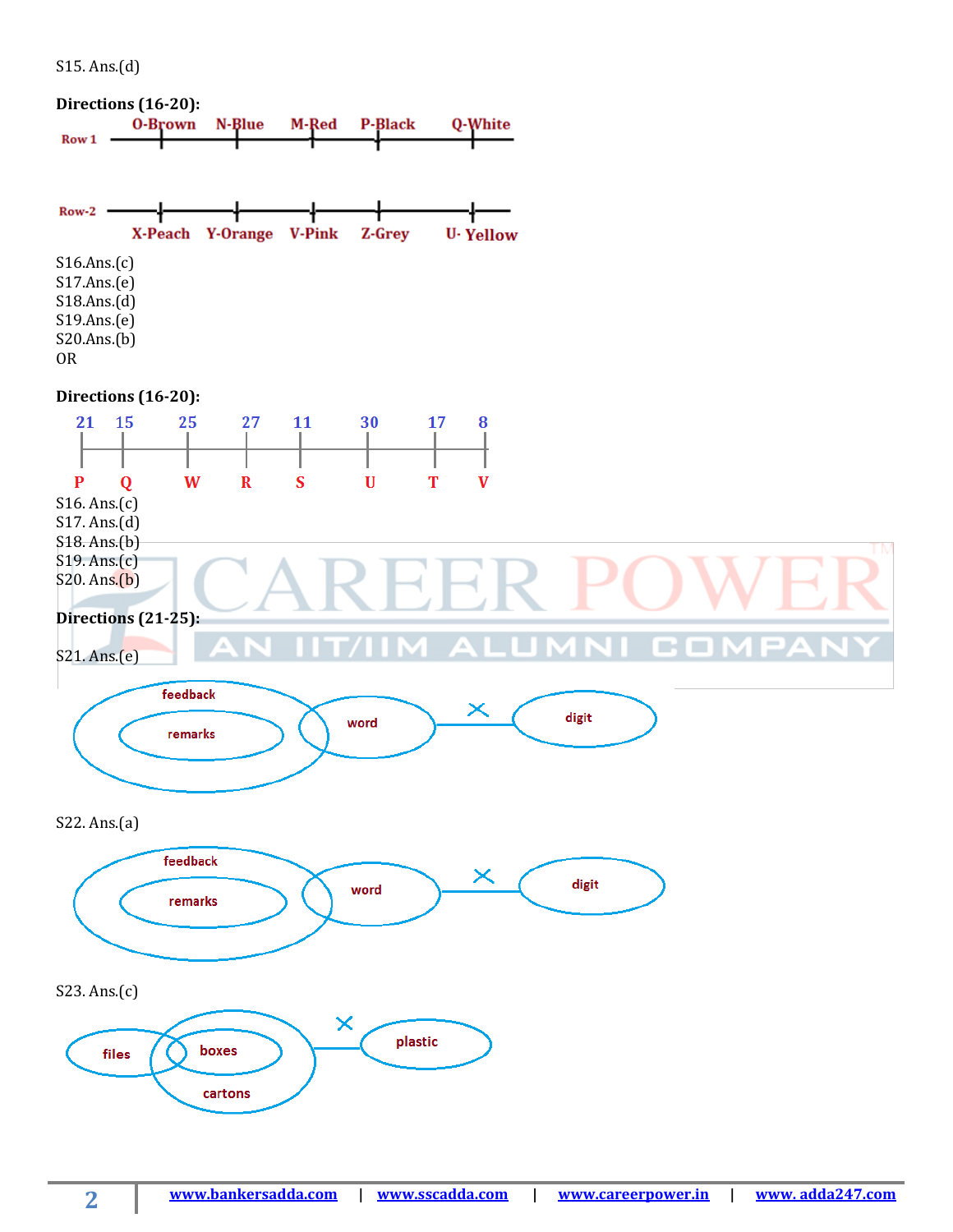S15. Ans.(d)

**Directions (16-20):**

Row 1: O-Brown, N-Blue, M-Red, P-Black, Q-White

Row-2: X-Peach, Y-Orange, V-Pink, Z-Grey, U- Yellow

S16.Ans.(c)
S17.Ans.(e)
S18.Ans.(d)
S19.Ans.(e)
S20.Ans.(b)
OR

**Directions (16-20):**

| 21 | 15 | 25 | 27 | 11 | 30 | 17 | 8 |
|---|---|---|---|---|---|---|---|
| P | Q | W | R | S | U | T | V |

S16. Ans.(c)
S17. Ans.(d)
S18. Ans.(b)
S19. Ans.(c)
S20. Ans.(b)

**Directions (21-25):**

S21. Ans.(e)

feedback, remarks, word, digit

S22. Ans.(a)

feedback, remarks, word, digit

S23. Ans.(c)

files, boxes, cartons, plastic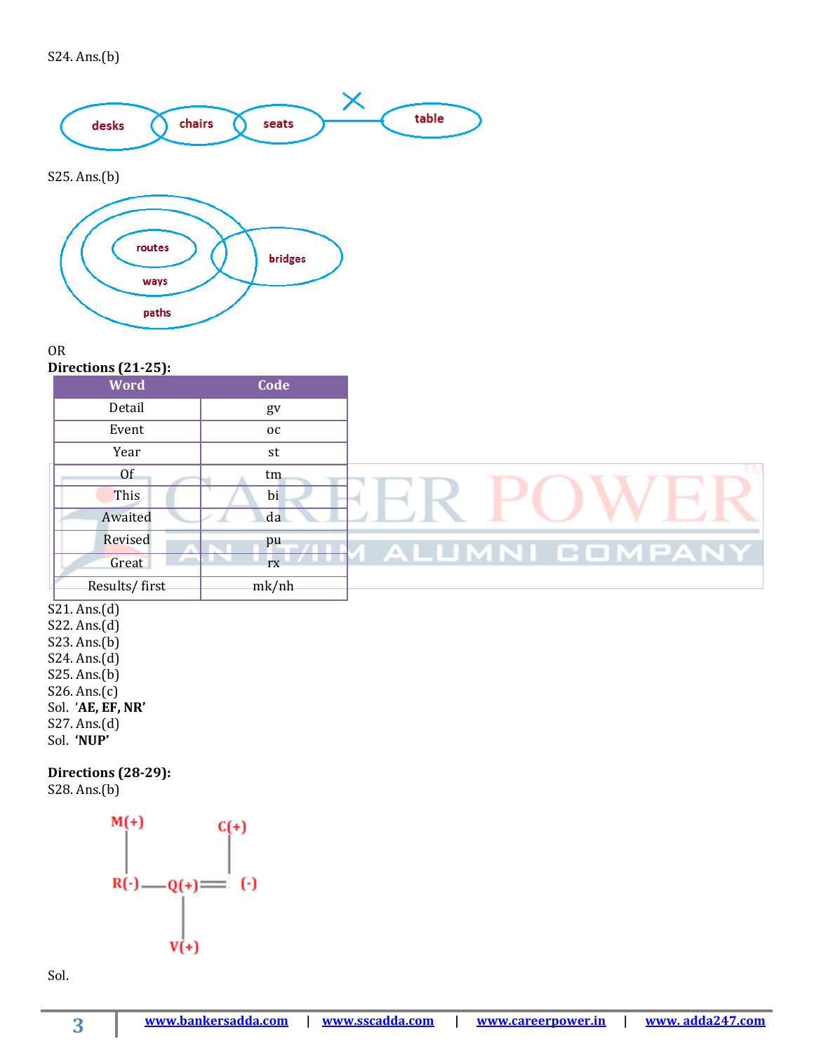S24. Ans.(b)

S25. Ans.(b)

OR

**Directions (21-25):**

| Word | Code |
|---|---|
| Detail | gv |
| Event | oc |
| Year | st |
| Of | tm |
| This | bi |
| Awaited | da |
| Revised | pu |
| Great | rx |
| Results/ first | mk/nh |

S21. Ans.(d)
S22. Ans.(d)
S23. Ans.(b)
S24. Ans.(d)
S25. Ans.(b)
S26. Ans.(c)
Sol. **'AE, EF, NR'**
S27. Ans.(d)
Sol. **'NUP'**

**Directions (28-29):**
S28. Ans.(b)

Sol.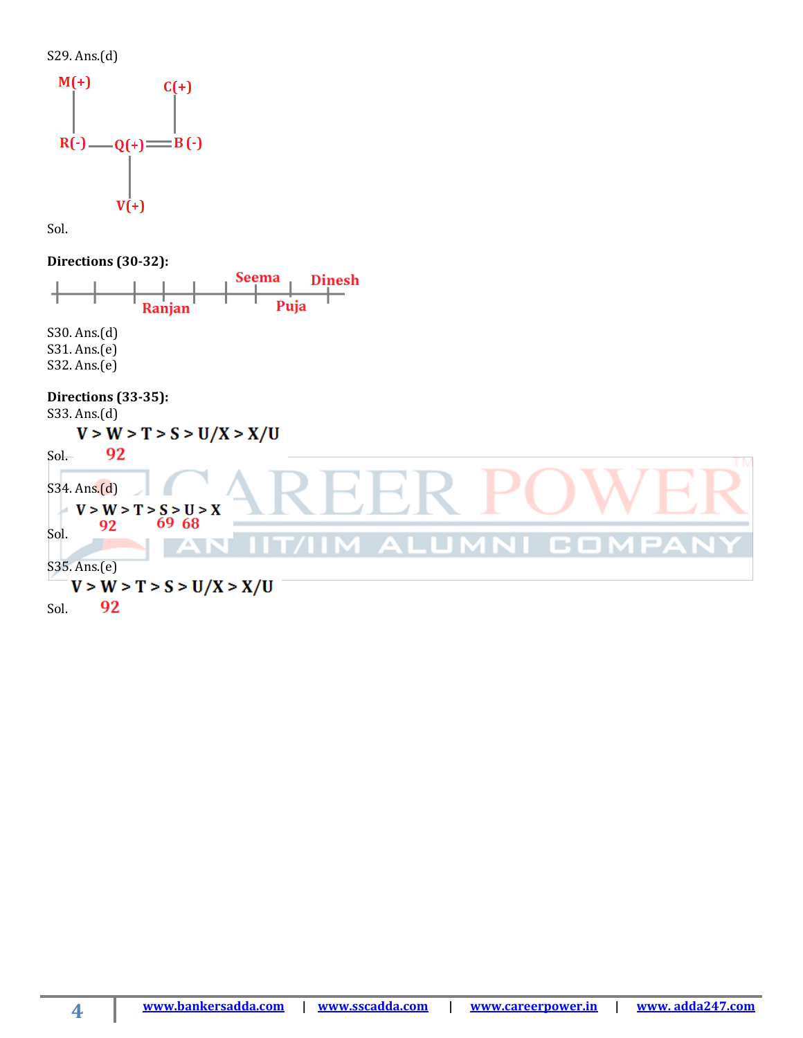S29. Ans.(d)

M(+)

C(+)

R(-) Q(+) B (-)

V(+)

Sol.

**Directions (30-32):**

Seema Dinesh

Ranjan Puja

S30. Ans.(d)
S31. Ans.(e)
S32. Ans.(e)

**Directions (33-35):**

S33. Ans.(d)

Sol. **V > W > T > S > U/X > X/U**
92

S34. Ans.(d)

Sol. **V > W > T > S > U > X**
92 69 68

S35. Ans.(e)

Sol. **V > W > T > S > U/X > X/U**
92